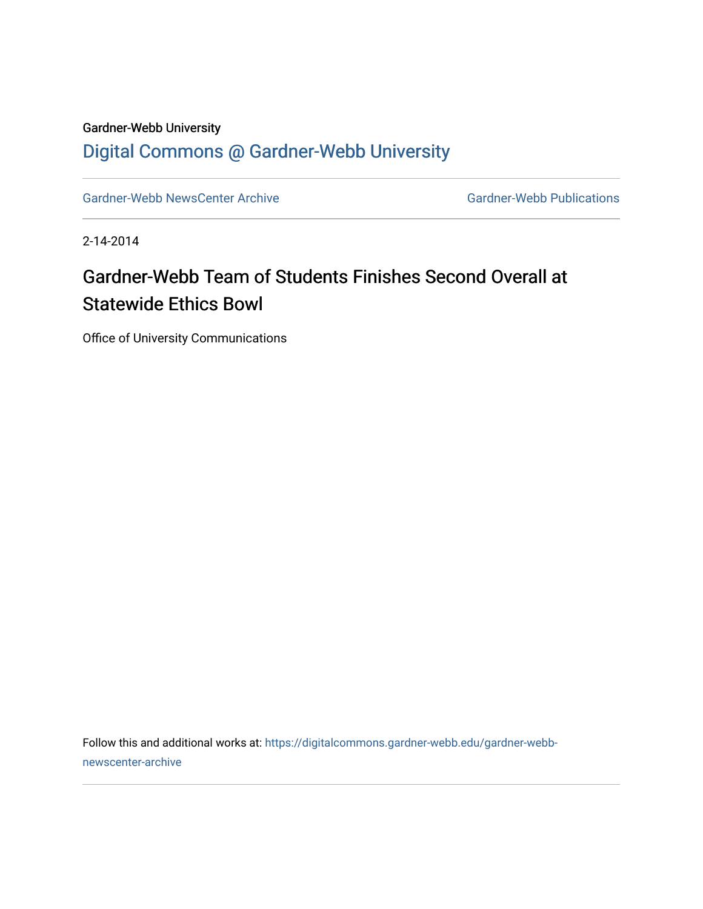Gardner-Webb University

## Digital Commons @ Gardner-Webb University

Gardner-Webb NewsCenter Archive | Gardner-Webb Publications

2-14-2014

# Gardner-Webb Team of Students Finishes Second Overall at Statewide Ethics Bowl

Office of University Communications

Follow this and additional works at: https://digitalcommons.gardner-webb.edu/gardner-webb-newscenter-archive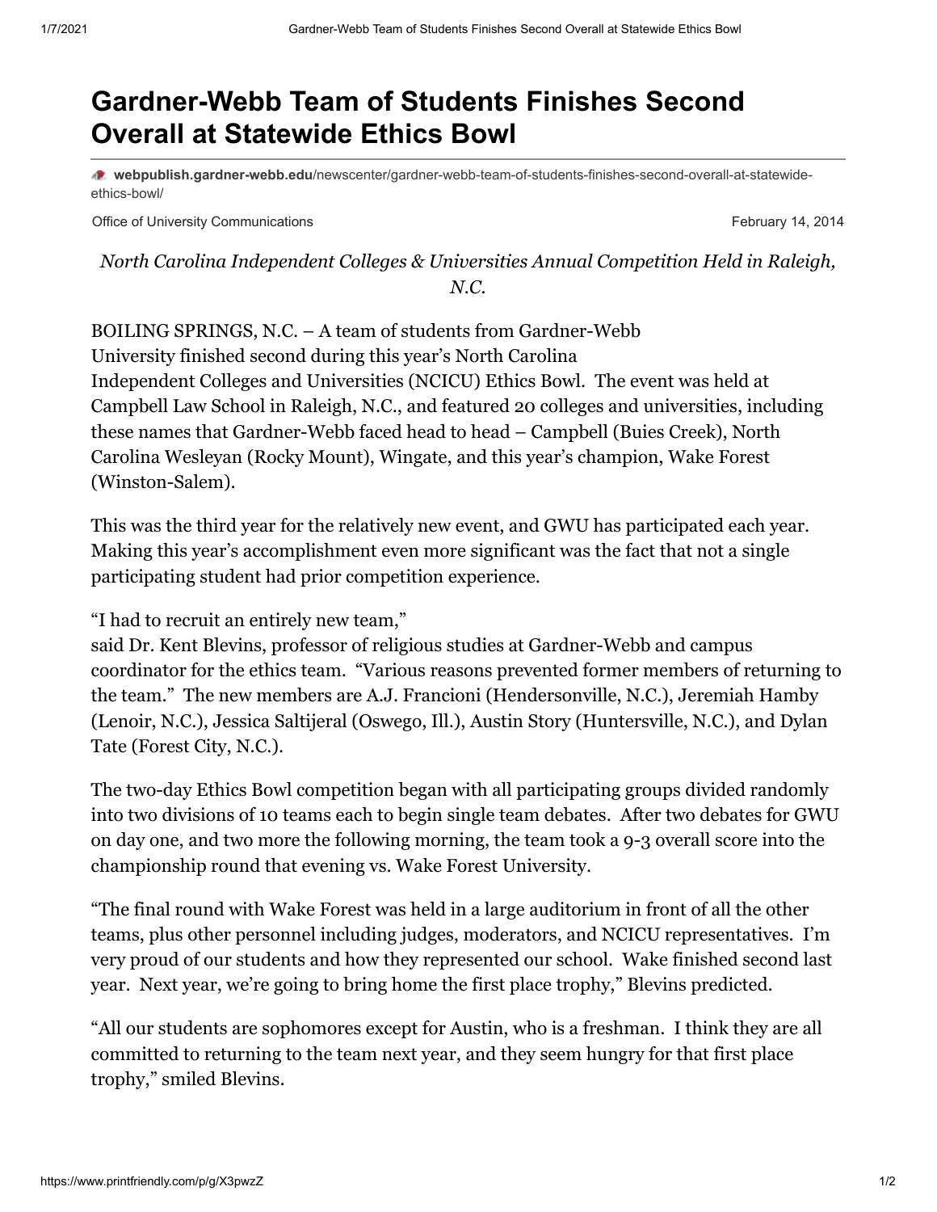# Gardner-Webb Team of Students Finishes Second Overall at Statewide Ethics Bowl

**webpublish.gardner-webb.edu**/newscenter/gardner-webb-team-of-students-finishes-second-overall-at-statewide-ethics-bowl/

Office of University Communications

February 14, 2014

*North Carolina Independent Colleges & Universities Annual Competition Held in Raleigh, N.C.*

BOILING SPRINGS, N.C. – A team of students from Gardner-Webb University finished second during this year's North Carolina Independent Colleges and Universities (NCICU) Ethics Bowl. The event was held at Campbell Law School in Raleigh, N.C., and featured 20 colleges and universities, including these names that Gardner-Webb faced head to head – Campbell (Buies Creek), North Carolina Wesleyan (Rocky Mount), Wingate, and this year's champion, Wake Forest (Winston-Salem).

This was the third year for the relatively new event, and GWU has participated each year. Making this year's accomplishment even more significant was the fact that not a single participating student had prior competition experience.

"I had to recruit an entirely new team," said Dr. Kent Blevins, professor of religious studies at Gardner-Webb and campus coordinator for the ethics team. "Various reasons prevented former members of returning to the team." The new members are A.J. Francioni (Hendersonville, N.C.), Jeremiah Hamby (Lenoir, N.C.), Jessica Saltijeral (Oswego, Ill.), Austin Story (Huntersville, N.C.), and Dylan Tate (Forest City, N.C.).

The two-day Ethics Bowl competition began with all participating groups divided randomly into two divisions of 10 teams each to begin single team debates. After two debates for GWU on day one, and two more the following morning, the team took a 9-3 overall score into the championship round that evening vs. Wake Forest University.

"The final round with Wake Forest was held in a large auditorium in front of all the other teams, plus other personnel including judges, moderators, and NCICU representatives. I'm very proud of our students and how they represented our school. Wake finished second last year. Next year, we're going to bring home the first place trophy," Blevins predicted.

"All our students are sophomores except for Austin, who is a freshman. I think they are all committed to returning to the team next year, and they seem hungry for that first place trophy," smiled Blevins.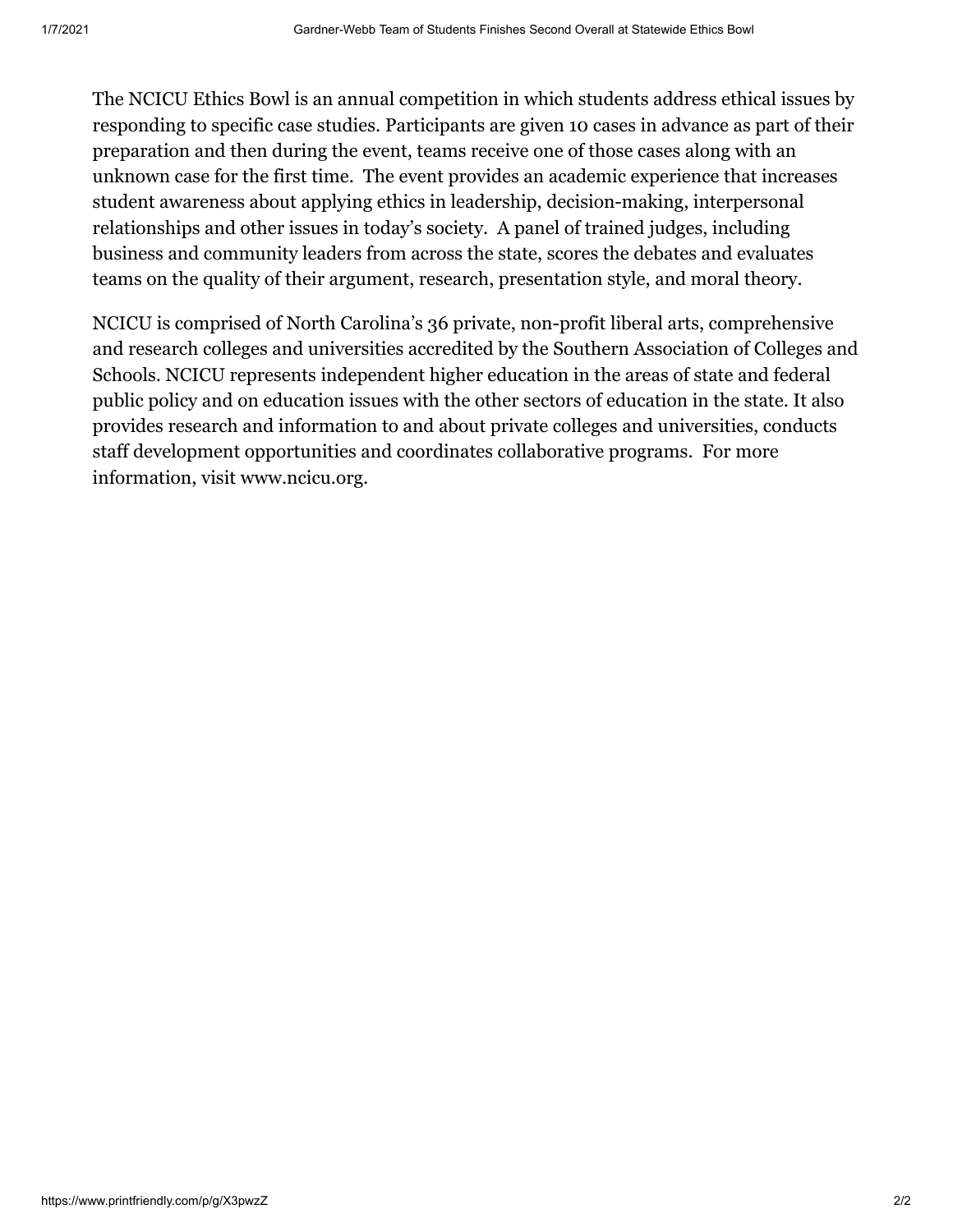The NCICU Ethics Bowl is an annual competition in which students address ethical issues by responding to specific case studies. Participants are given 10 cases in advance as part of their preparation and then during the event, teams receive one of those cases along with an unknown case for the first time. The event provides an academic experience that increases student awareness about applying ethics in leadership, decision-making, interpersonal relationships and other issues in today's society. A panel of trained judges, including business and community leaders from across the state, scores the debates and evaluates teams on the quality of their argument, research, presentation style, and moral theory.

NCICU is comprised of North Carolina's 36 private, non-profit liberal arts, comprehensive and research colleges and universities accredited by the Southern Association of Colleges and Schools. NCICU represents independent higher education in the areas of state and federal public policy and on education issues with the other sectors of education in the state. It also provides research and information to and about private colleges and universities, conducts staff development opportunities and coordinates collaborative programs. For more information, visit www.ncicu.org.